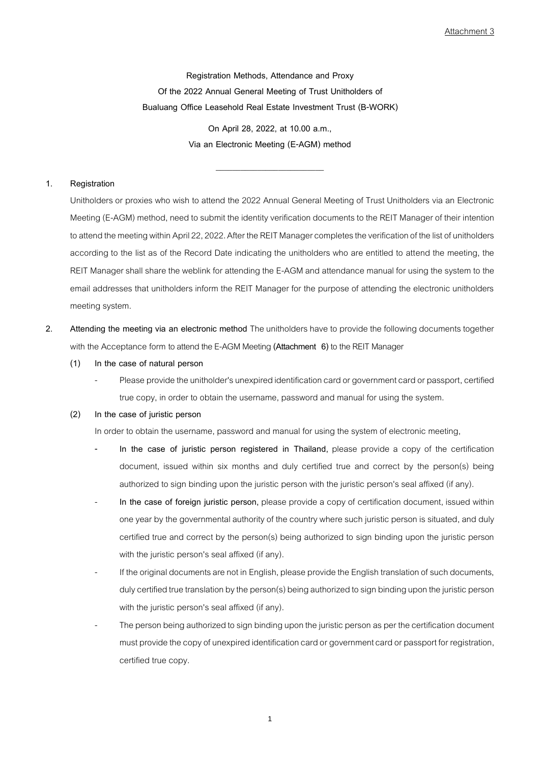Attachment 3

**Registration Methods, Attendance and Proxy**
**Of the 2022 Annual General Meeting of Trust Unitholders of**
**Bualuang Office Leasehold Real Estate Investment Trust (B-WORK)**

**On April 28, 2022, at 10.00 a.m.,**
**Via an Electronic Meeting (E-AGM) method**

---

**1. Registration**

Unitholders or proxies who wish to attend the 2022 Annual General Meeting of Trust Unitholders via an Electronic Meeting (E-AGM) method, need to submit the identity verification documents to the REIT Manager of their intention to attend the meeting within April 22, 2022. After the REIT Manager completes the verification of the list of unitholders according to the list as of the Record Date indicating the unitholders who are entitled to attend the meeting, the REIT Manager shall share the weblink for attending the E-AGM and attendance manual for using the system to the email addresses that unitholders inform the REIT Manager for the purpose of attending the electronic unitholders meeting system.

**2. Attending the meeting via an electronic method** The unitholders have to provide the following documents together with the Acceptance form to attend the E-AGM Meeting **(Attachment 6)** to the REIT Manager

**(1) In the case of natural person**

- Please provide the unitholder's unexpired identification card or government card or passport, certified true copy, in order to obtain the username, password and manual for using the system.

**(2) In the case of juristic person**

In order to obtain the username, password and manual for using the system of electronic meeting,

- **In the case of juristic person registered in Thailand,** please provide a copy of the certification document, issued within six months and duly certified true and correct by the person(s) being authorized to sign binding upon the juristic person with the juristic person's seal affixed (if any).
- **In the case of foreign juristic person,** please provide a copy of certification document, issued within one year by the governmental authority of the country where such juristic person is situated, and duly certified true and correct by the person(s) being authorized to sign binding upon the juristic person with the juristic person's seal affixed (if any).
- If the original documents are not in English, please provide the English translation of such documents, duly certified true translation by the person(s) being authorized to sign binding upon the juristic person with the juristic person's seal affixed (if any).
- The person being authorized to sign binding upon the juristic person as per the certification document must provide the copy of unexpired identification card or government card or passport for registration, certified true copy.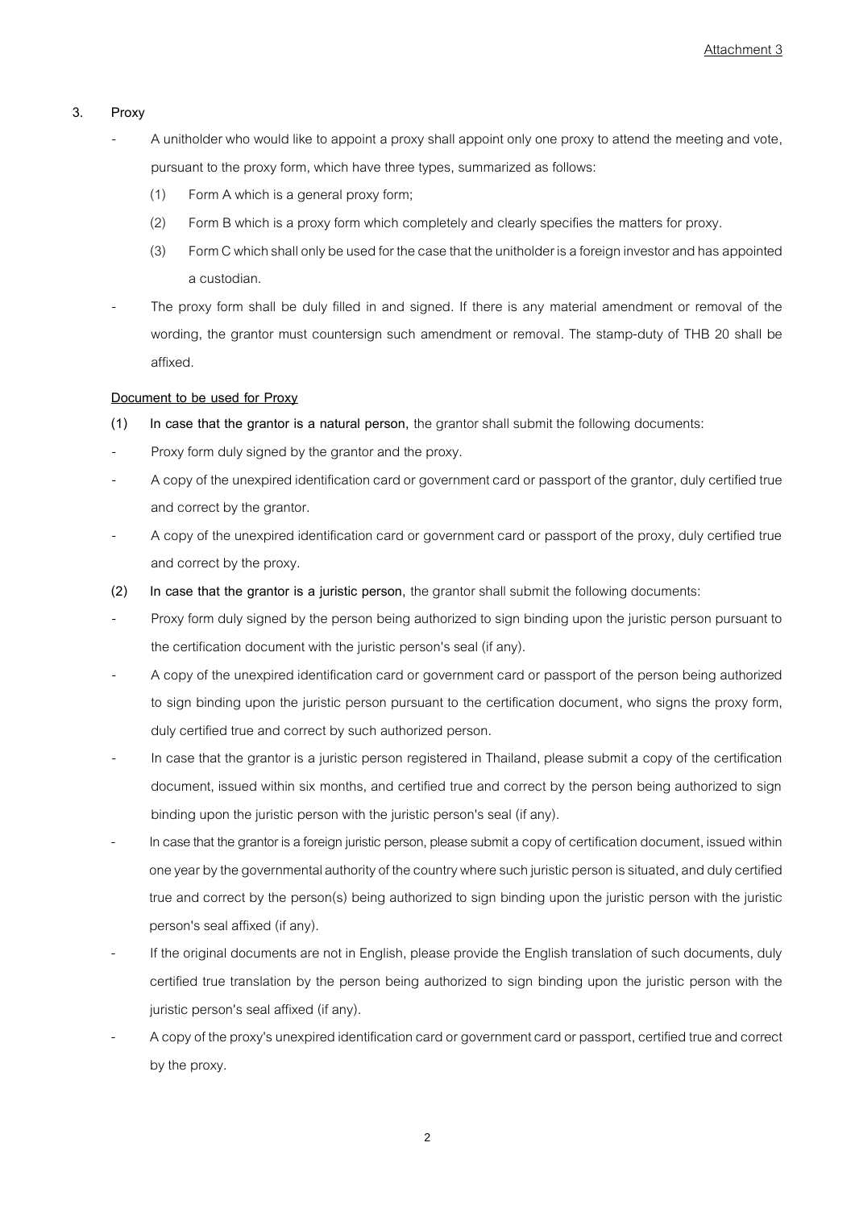Attachment 3

## 3. Proxy

- A unitholder who would like to appoint a proxy shall appoint only one proxy to attend the meeting and vote, pursuant to the proxy form, which have three types, summarized as follows:
  (1) Form A which is a general proxy form;
  (2) Form B which is a proxy form which completely and clearly specifies the matters for proxy.
  (3) Form C which shall only be used for the case that the unitholder is a foreign investor and has appointed a custodian.
- The proxy form shall be duly filled in and signed. If there is any material amendment or removal of the wording, the grantor must countersign such amendment or removal. The stamp-duty of THB 20 shall be affixed.

**Document to be used for Proxy**

**(1) In case that the grantor is a natural person,** the grantor shall submit the following documents:

- Proxy form duly signed by the grantor and the proxy.
- A copy of the unexpired identification card or government card or passport of the grantor, duly certified true and correct by the grantor.
- A copy of the unexpired identification card or government card or passport of the proxy, duly certified true and correct by the proxy.

**(2) In case that the grantor is a juristic person,** the grantor shall submit the following documents:

- Proxy form duly signed by the person being authorized to sign binding upon the juristic person pursuant to the certification document with the juristic person's seal (if any).
- A copy of the unexpired identification card or government card or passport of the person being authorized to sign binding upon the juristic person pursuant to the certification document, who signs the proxy form, duly certified true and correct by such authorized person.
- In case that the grantor is a juristic person registered in Thailand, please submit a copy of the certification document, issued within six months, and certified true and correct by the person being authorized to sign binding upon the juristic person with the juristic person's seal (if any).
- In case that the grantor is a foreign juristic person, please submit a copy of certification document, issued within one year by the governmental authority of the country where such juristic person is situated, and duly certified true and correct by the person(s) being authorized to sign binding upon the juristic person with the juristic person's seal affixed (if any).
- If the original documents are not in English, please provide the English translation of such documents, duly certified true translation by the person being authorized to sign binding upon the juristic person with the juristic person's seal affixed (if any).
- A copy of the proxy's unexpired identification card or government card or passport, certified true and correct by the proxy.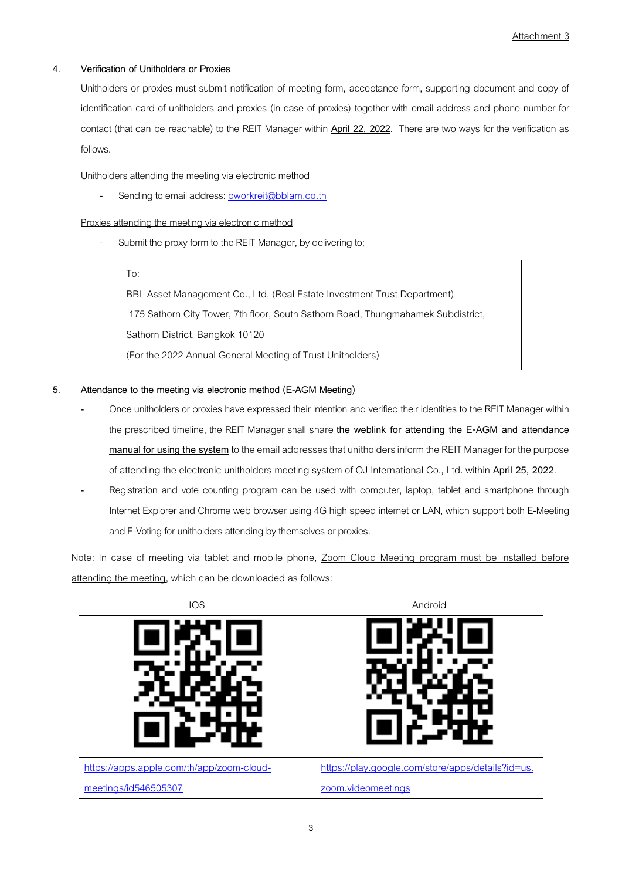Attachment 3

4. **Verification of Unitholders or Proxies**

Unitholders or proxies must submit notification of meeting form, acceptance form, supporting document and copy of identification card of unitholders and proxies (in case of proxies) together with email address and phone number for contact (that can be reachable) to the REIT Manager within **April 22, 2022**. There are two ways for the verification as follows.

Unitholders attending the meeting via electronic method

- Sending to email address: bworkreit@bblam.co.th

Proxies attending the meeting via electronic method

- Submit the proxy form to the REIT Manager, by delivering to;

> To:
>
> BBL Asset Management Co., Ltd. (Real Estate Investment Trust Department)
>
> 175 Sathorn City Tower, 7th floor, South Sathorn Road, Thungmahamek Subdistrict, Sathorn District, Bangkok 10120
>
> (For the 2022 Annual General Meeting of Trust Unitholders)

5. **Attendance to the meeting via electronic method (E-AGM Meeting)**

- Once unitholders or proxies have expressed their intention and verified their identities to the REIT Manager within the prescribed timeline, the REIT Manager shall share **the weblink for attending the E-AGM and attendance manual for using the system** to the email addresses that unitholders inform the REIT Manager for the purpose of attending the electronic unitholders meeting system of OJ International Co., Ltd. within **April 25, 2022**.
- Registration and vote counting program can be used with computer, laptop, tablet and smartphone through Internet Explorer and Chrome web browser using 4G high speed internet or LAN, which support both E-Meeting and E-Voting for unitholders attending by themselves or proxies.

Note: In case of meeting via tablet and mobile phone, Zoom Cloud Meeting program must be installed before attending the meeting, which can be downloaded as follows:

| IOS | Android |
|---|---|
| | |
| https://apps.apple.com/th/app/zoom-cloud-meetings/id546505307 | https://play.google.com/store/apps/details?id=us.zoom.videomeetings |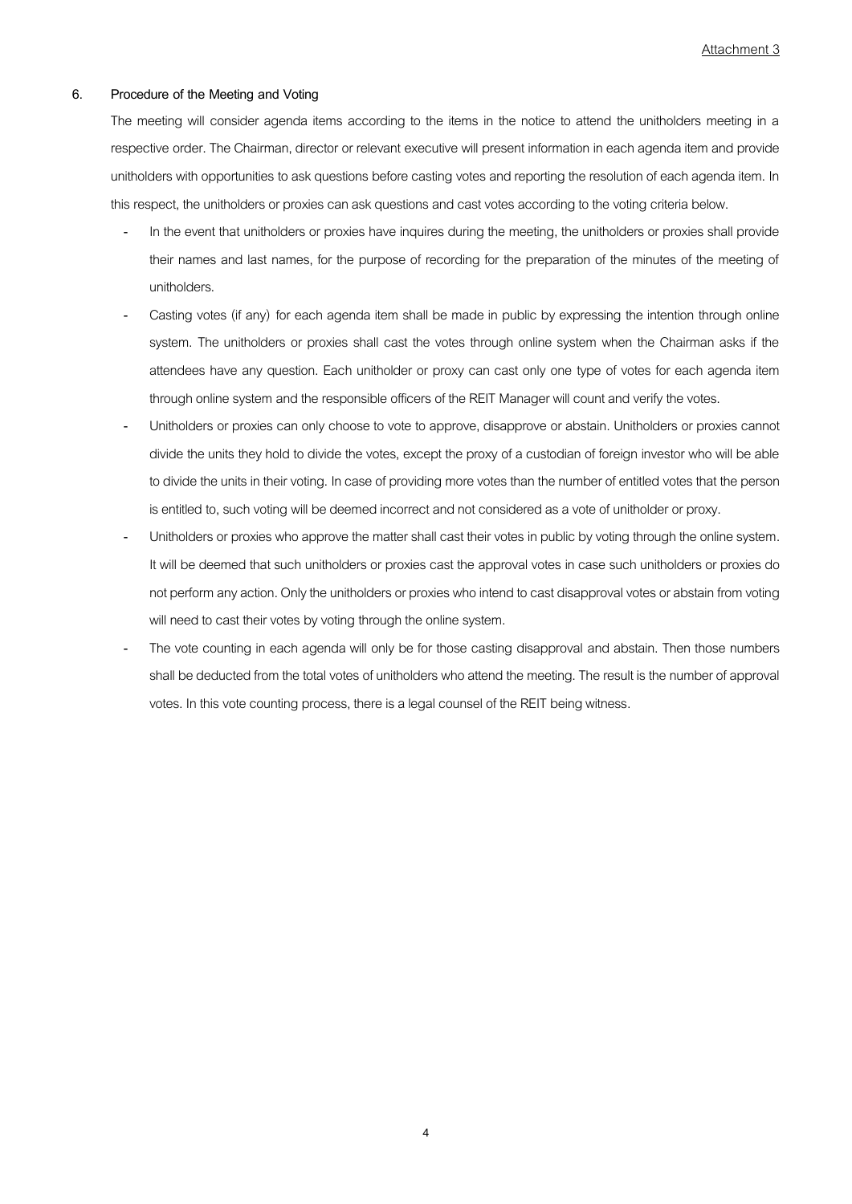Attachment 3

## 6. Procedure of the Meeting and Voting

The meeting will consider agenda items according to the items in the notice to attend the unitholders meeting in a respective order. The Chairman, director or relevant executive will present information in each agenda item and provide unitholders with opportunities to ask questions before casting votes and reporting the resolution of each agenda item. In this respect, the unitholders or proxies can ask questions and cast votes according to the voting criteria below.

- In the event that unitholders or proxies have inquires during the meeting, the unitholders or proxies shall provide their names and last names, for the purpose of recording for the preparation of the minutes of the meeting of unitholders.
- Casting votes (if any) for each agenda item shall be made in public by expressing the intention through online system. The unitholders or proxies shall cast the votes through online system when the Chairman asks if the attendees have any question. Each unitholder or proxy can cast only one type of votes for each agenda item through online system and the responsible officers of the REIT Manager will count and verify the votes.
- Unitholders or proxies can only choose to vote to approve, disapprove or abstain. Unitholders or proxies cannot divide the units they hold to divide the votes, except the proxy of a custodian of foreign investor who will be able to divide the units in their voting. In case of providing more votes than the number of entitled votes that the person is entitled to, such voting will be deemed incorrect and not considered as a vote of unitholder or proxy.
- Unitholders or proxies who approve the matter shall cast their votes in public by voting through the online system. It will be deemed that such unitholders or proxies cast the approval votes in case such unitholders or proxies do not perform any action. Only the unitholders or proxies who intend to cast disapproval votes or abstain from voting will need to cast their votes by voting through the online system.
- The vote counting in each agenda will only be for those casting disapproval and abstain. Then those numbers shall be deducted from the total votes of unitholders who attend the meeting. The result is the number of approval votes. In this vote counting process, there is a legal counsel of the REIT being witness.